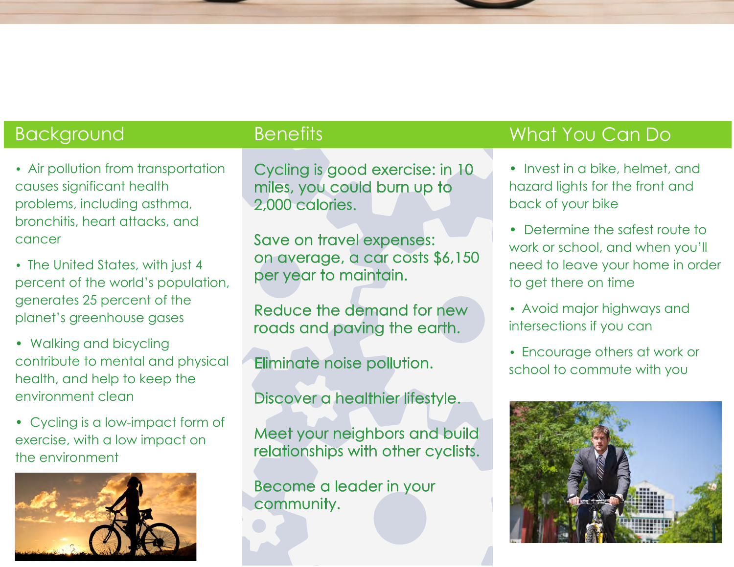## Background

- Air pollution from transportation causes significant health problems, including asthma, bronchitis, heart attacks, and cancer
- The United States, with just 4 percent of the world's population, generates 25 percent of the planet's greenhouse gases
- Walking and bicycling contribute to mental and physical health, and help to keep the environment clean
- Cycling is a low-impact form of exercise, with a low impact on the environment

## Benefits

Cycling is good exercise: in 10 miles, you could burn up to 2,000 calories.

Save on travel expenses: on average, a car costs $6,150 per year to maintain.

Reduce the demand for new roads and paving the earth.

Eliminate noise pollution.

Discover a healthier lifestyle.

Meet your neighbors and build relationships with other cyclists.

Become a leader in your community.

## What You Can Do

- Invest in a bike, helmet, and hazard lights for the front and back of your bike
- Determine the safest route to work or school, and when you'll need to leave your home in order to get there on time
- Avoid major highways and intersections if you can
- Encourage others at work or school to commute with you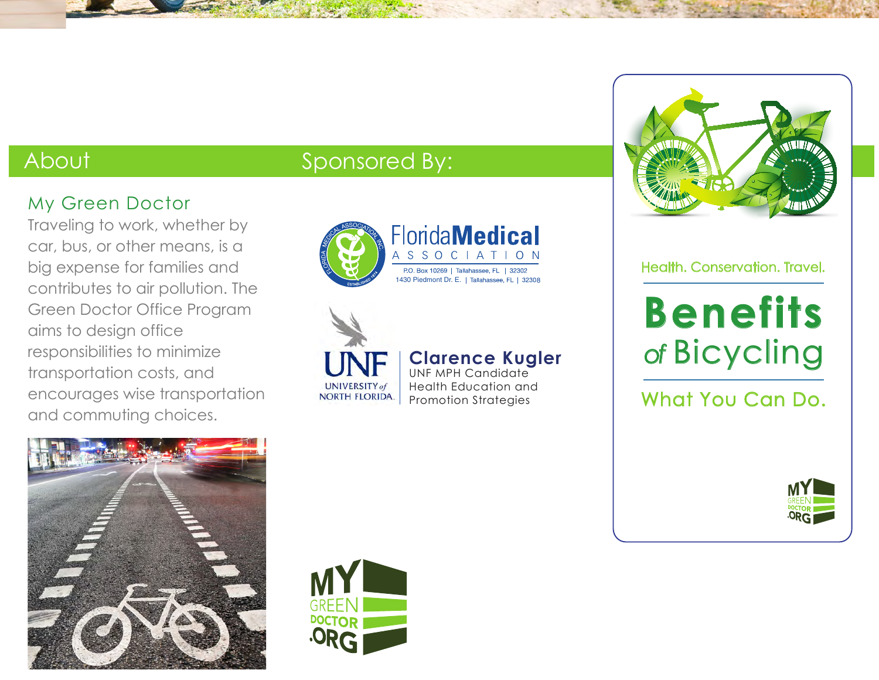## About

### My Green Doctor

Traveling to work, whether by car, bus, or other means, is a big expense for families and contributes to air pollution. The Green Doctor Office Program aims to design office responsibilities to minimize transportation costs, and encourages wise transportation and commuting choices.

## Sponsored By:

Florida Medical Association

P.O. Box 10269 | Tallahassee, FL | 32302
1430 Piedmont Dr. E. | Tallahassee, FL | 32308

UNF University of North Florida

**Clarence Kugler**
UNF MPH Candidate
Health Education and Promotion Strategies

MY GREEN DOCTOR .ORG

Health. Conservation. Travel.

# Benefits of Bicycling

What You Can Do.

MY GREEN DOCTOR .ORG